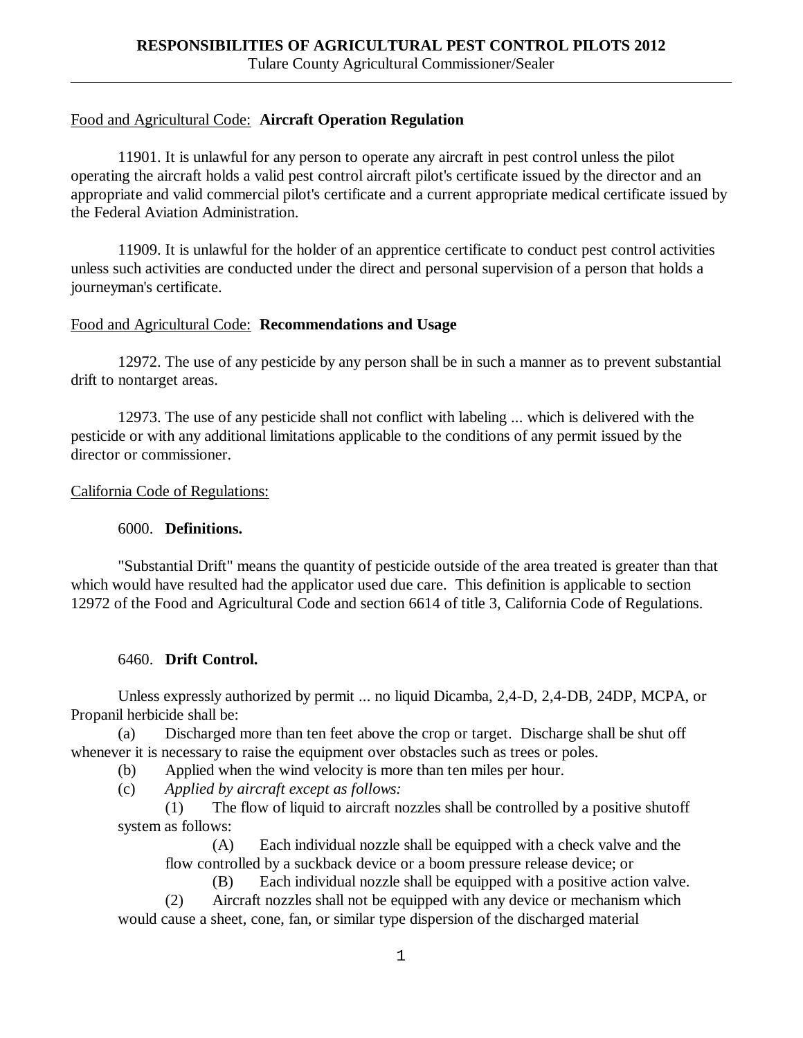# RESPONSIBILITIES OF AGRICULTURAL PEST CONTROL PILOTS 2012

Tulare County Agricultural Commissioner/Sealer

---

Food and Agricultural Code: **Aircraft Operation Regulation**

11901. It is unlawful for any person to operate any aircraft in pest control unless the pilot operating the aircraft holds a valid pest control aircraft pilot's certificate issued by the director and an appropriate and valid commercial pilot's certificate and a current appropriate medical certificate issued by the Federal Aviation Administration.

11909. It is unlawful for the holder of an apprentice certificate to conduct pest control activities unless such activities are conducted under the direct and personal supervision of a person that holds a journeyman's certificate.

Food and Agricultural Code: **Recommendations and Usage**

12972. The use of any pesticide by any person shall be in such a manner as to prevent substantial drift to nontarget areas.

12973. The use of any pesticide shall not conflict with labeling ... which is delivered with the pesticide or with any additional limitations applicable to the conditions of any permit issued by the director or commissioner.

California Code of Regulations:

6000. **Definitions.**

"Substantial Drift" means the quantity of pesticide outside of the area treated is greater than that which would have resulted had the applicator used due care. This definition is applicable to section 12972 of the Food and Agricultural Code and section 6614 of title 3, California Code of Regulations.

6460. **Drift Control.**

Unless expressly authorized by permit ... no liquid Dicamba, 2,4-D, 2,4-DB, 24DP, MCPA, or Propanil herbicide shall be:

(a) Discharged more than ten feet above the crop or target. Discharge shall be shut off whenever it is necessary to raise the equipment over obstacles such as trees or poles.

(b) Applied when the wind velocity is more than ten miles per hour.

(c) *Applied by aircraft except as follows:*

(1) The flow of liquid to aircraft nozzles shall be controlled by a positive shutoff system as follows:

(A) Each individual nozzle shall be equipped with a check valve and the flow controlled by a suckback device or a boom pressure release device; or

(B) Each individual nozzle shall be equipped with a positive action valve.

(2) Aircraft nozzles shall not be equipped with any device or mechanism which would cause a sheet, cone, fan, or similar type dispersion of the discharged material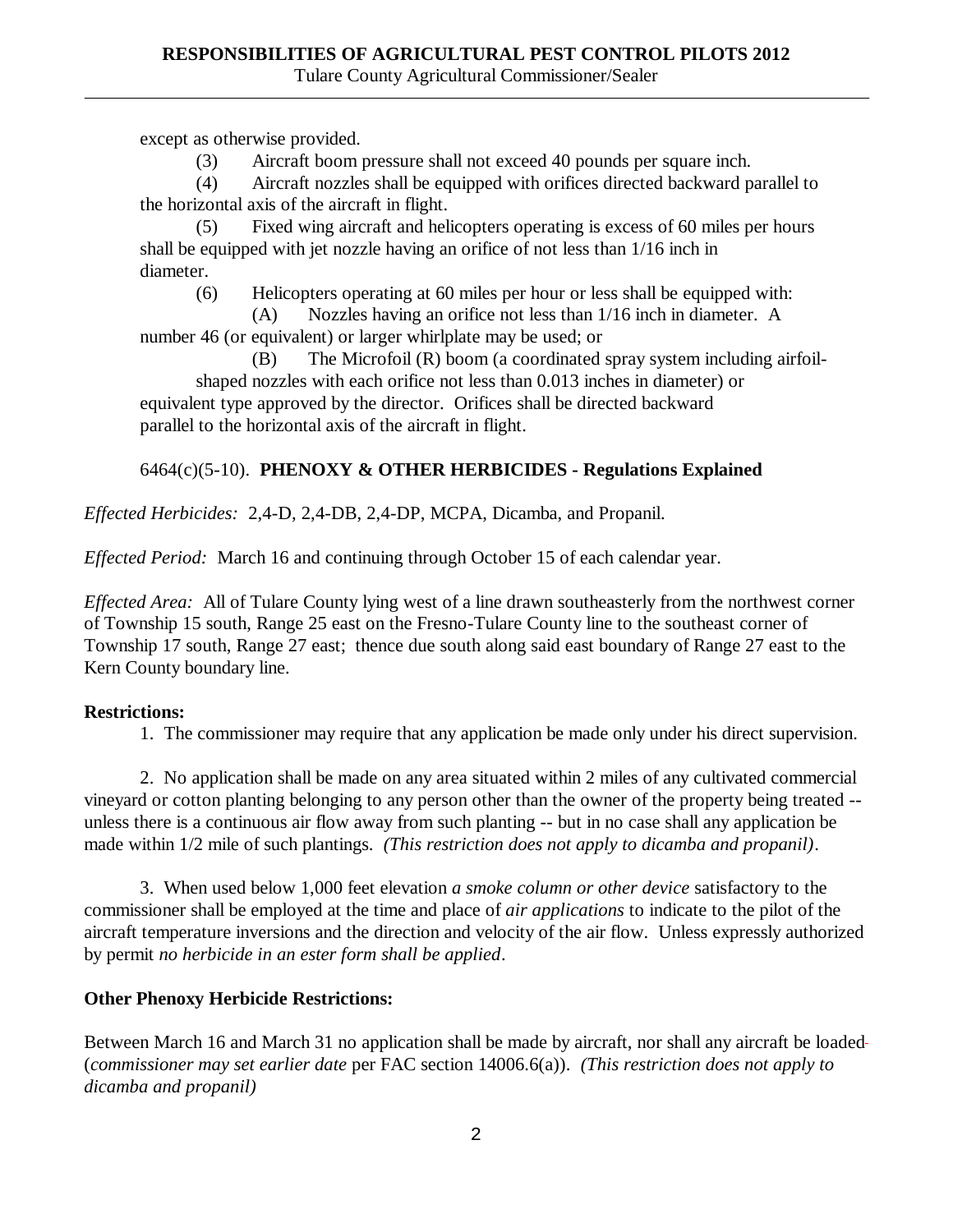except as otherwise provided.

(3) Aircraft boom pressure shall not exceed 40 pounds per square inch.

(4) Aircraft nozzles shall be equipped with orifices directed backward parallel to the horizontal axis of the aircraft in flight.

(5) Fixed wing aircraft and helicopters operating is excess of 60 miles per hours shall be equipped with jet nozzle having an orifice of not less than 1/16 inch in diameter.

(6) Helicopters operating at 60 miles per hour or less shall be equipped with:

(A) Nozzles having an orifice not less than 1/16 inch in diameter. A number 46 (or equivalent) or larger whirlplate may be used; or

(B) The Microfoil (R) boom (a coordinated spray system including airfoil-shaped nozzles with each orifice not less than 0.013 inches in diameter) or equivalent type approved by the director. Orifices shall be directed backward parallel to the horizontal axis of the aircraft in flight.

6464(c)(5-10). **PHENOXY & OTHER HERBICIDES - Regulations Explained**

*Effected Herbicides:* 2,4-D, 2,4-DB, 2,4-DP, MCPA, Dicamba, and Propanil.

*Effected Period:* March 16 and continuing through October 15 of each calendar year.

*Effected Area:* All of Tulare County lying west of a line drawn southeasterly from the northwest corner of Township 15 south, Range 25 east on the Fresno-Tulare County line to the southeast corner of Township 17 south, Range 27 east; thence due south along said east boundary of Range 27 east to the Kern County boundary line.

**Restrictions:**

1. The commissioner may require that any application be made only under his direct supervision.

2. No application shall be made on any area situated within 2 miles of any cultivated commercial vineyard or cotton planting belonging to any person other than the owner of the property being treated -- unless there is a continuous air flow away from such planting -- but in no case shall any application be made within 1/2 mile of such plantings. *(This restriction does not apply to dicamba and propanil)*.

3. When used below 1,000 feet elevation *a smoke column or other device* satisfactory to the commissioner shall be employed at the time and place of *air applications* to indicate to the pilot of the aircraft temperature inversions and the direction and velocity of the air flow. Unless expressly authorized by permit *no herbicide in an ester form shall be applied*.

**Other Phenoxy Herbicide Restrictions:**

Between March 16 and March 31 no application shall be made by aircraft, nor shall any aircraft be loaded (*commissioner may set earlier date* per FAC section 14006.6(a)). *(This restriction does not apply to dicamba and propanil)*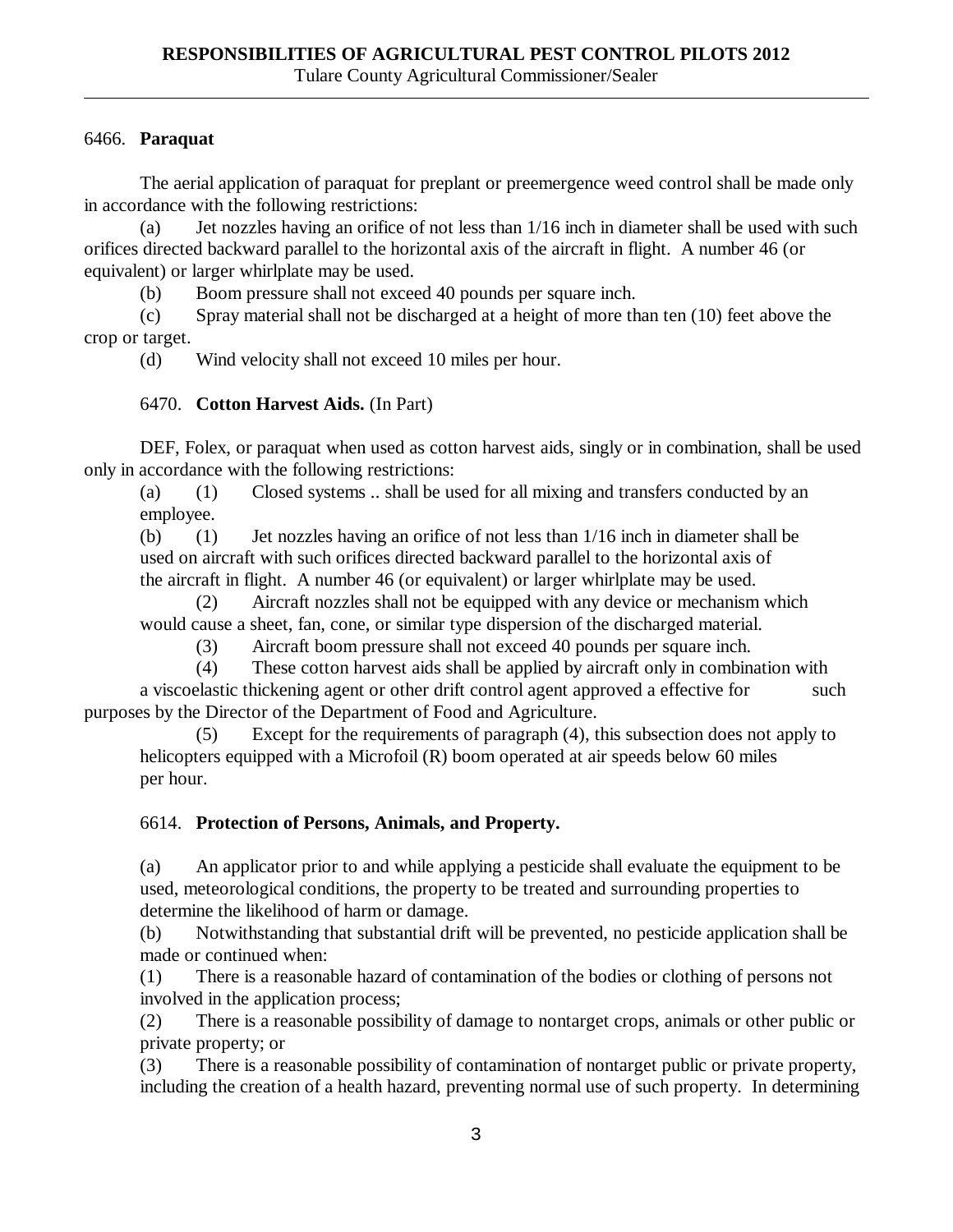6466. **Paraquat**

The aerial application of paraquat for preplant or preemergence weed control shall be made only in accordance with the following restrictions:

(a) Jet nozzles having an orifice of not less than 1/16 inch in diameter shall be used with such orifices directed backward parallel to the horizontal axis of the aircraft in flight. A number 46 (or equivalent) or larger whirlplate may be used.

(b) Boom pressure shall not exceed 40 pounds per square inch.

(c) Spray material shall not be discharged at a height of more than ten (10) feet above the crop or target.

(d) Wind velocity shall not exceed 10 miles per hour.

6470. **Cotton Harvest Aids.** (In Part)

DEF, Folex, or paraquat when used as cotton harvest aids, singly or in combination, shall be used only in accordance with the following restrictions:

(a) (1) Closed systems .. shall be used for all mixing and transfers conducted by an employee.

(b) (1) Jet nozzles having an orifice of not less than 1/16 inch in diameter shall be used on aircraft with such orifices directed backward parallel to the horizontal axis of the aircraft in flight. A number 46 (or equivalent) or larger whirlplate may be used.

(2) Aircraft nozzles shall not be equipped with any device or mechanism which would cause a sheet, fan, cone, or similar type dispersion of the discharged material.

(3) Aircraft boom pressure shall not exceed 40 pounds per square inch.

(4) These cotton harvest aids shall be applied by aircraft only in combination with a viscoelastic thickening agent or other drift control agent approved a effective for such purposes by the Director of the Department of Food and Agriculture.

(5) Except for the requirements of paragraph (4), this subsection does not apply to helicopters equipped with a Microfoil (R) boom operated at air speeds below 60 miles per hour.

6614. **Protection of Persons, Animals, and Property.**

(a) An applicator prior to and while applying a pesticide shall evaluate the equipment to be used, meteorological conditions, the property to be treated and surrounding properties to determine the likelihood of harm or damage.

(b) Notwithstanding that substantial drift will be prevented, no pesticide application shall be made or continued when:

(1) There is a reasonable hazard of contamination of the bodies or clothing of persons not involved in the application process;

(2) There is a reasonable possibility of damage to nontarget crops, animals or other public or private property; or

(3) There is a reasonable possibility of contamination of nontarget public or private property, including the creation of a health hazard, preventing normal use of such property. In determining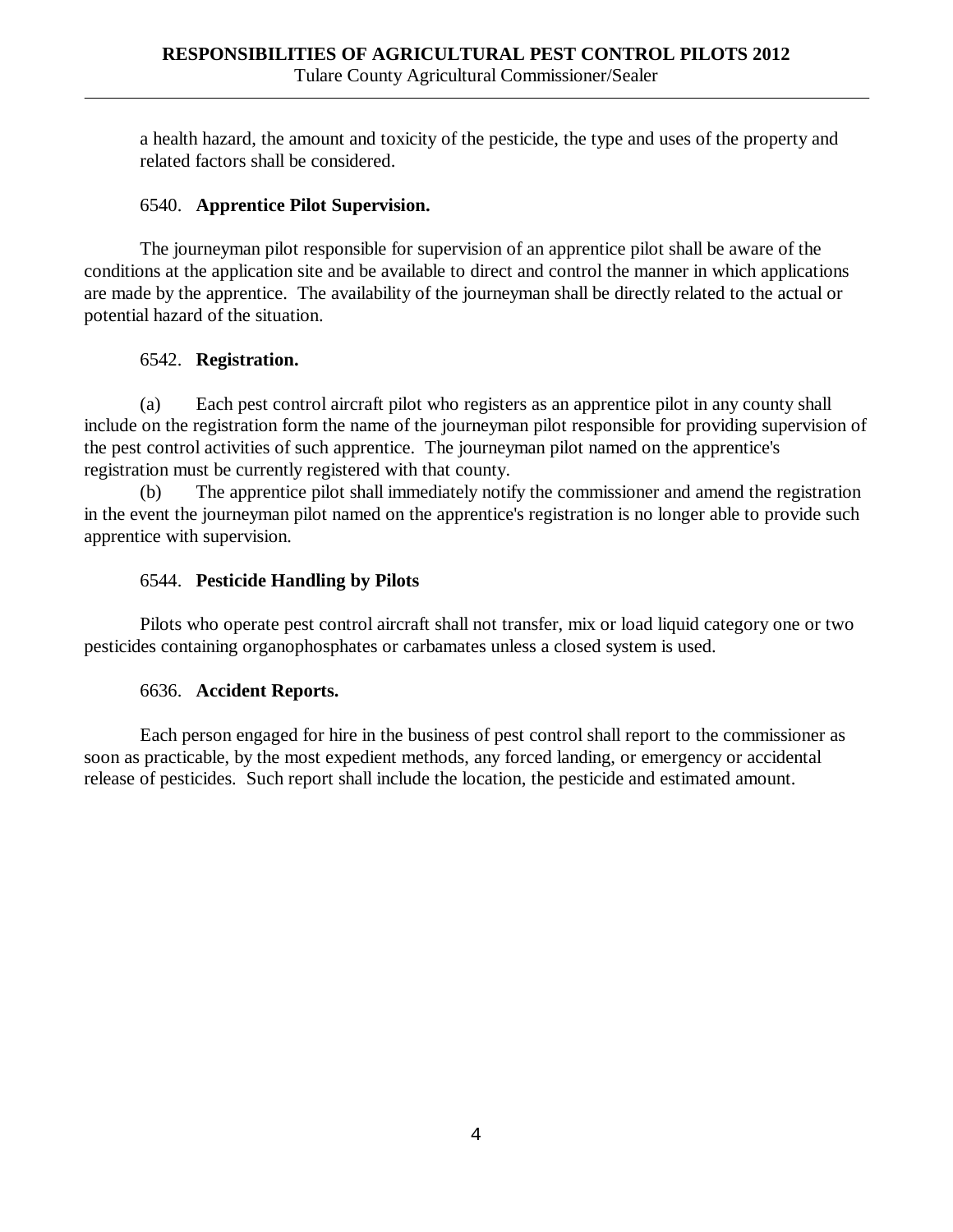a health hazard, the amount and toxicity of the pesticide, the type and uses of the property and related factors shall be considered.

6540. **Apprentice Pilot Supervision.**

The journeyman pilot responsible for supervision of an apprentice pilot shall be aware of the conditions at the application site and be available to direct and control the manner in which applications are made by the apprentice. The availability of the journeyman shall be directly related to the actual or potential hazard of the situation.

6542. **Registration.**

(a) Each pest control aircraft pilot who registers as an apprentice pilot in any county shall include on the registration form the name of the journeyman pilot responsible for providing supervision of the pest control activities of such apprentice. The journeyman pilot named on the apprentice's registration must be currently registered with that county.

(b) The apprentice pilot shall immediately notify the commissioner and amend the registration in the event the journeyman pilot named on the apprentice's registration is no longer able to provide such apprentice with supervision.

6544. **Pesticide Handling by Pilots**

Pilots who operate pest control aircraft shall not transfer, mix or load liquid category one or two pesticides containing organophosphates or carbamates unless a closed system is used.

6636. **Accident Reports.**

Each person engaged for hire in the business of pest control shall report to the commissioner as soon as practicable, by the most expedient methods, any forced landing, or emergency or accidental release of pesticides. Such report shall include the location, the pesticide and estimated amount.